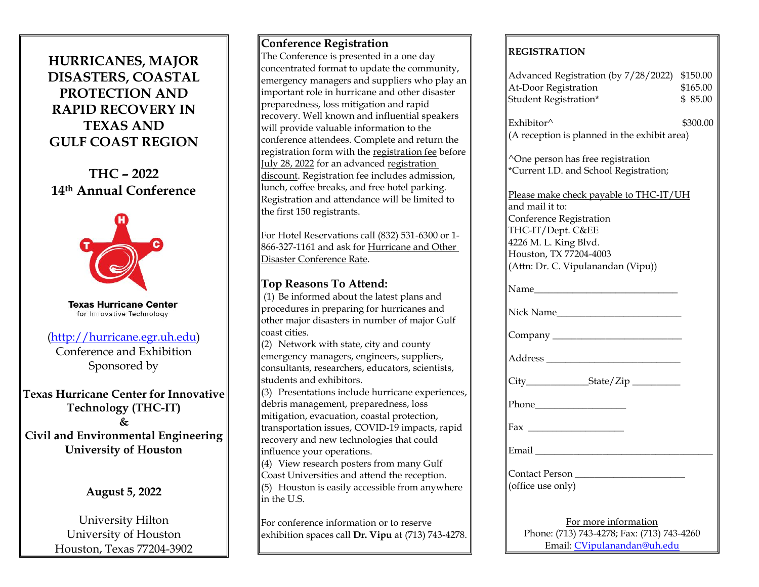# HURRICANES, MAJOR DISASTERS, COASTAL PROTECTION AND RAPID RECOVERY IN TEXAS AND GULF COAST REGION

## THC – 2022
## 14th Annual Conference

**Texas Hurricane Center**
for Innovative Technology

(http://hurricane.egr.uh.edu)
Conference and Exhibition
Sponsored by

**Texas Hurricane Center for Innovative Technology (THC-IT)**
**&**
**Civil and Environmental Engineering University of Houston**

**August 5, 2022**

University Hilton
University of Houston
Houston, Texas 77204-3902

## Conference Registration

The Conference is presented in a one day concentrated format to update the community, emergency managers and suppliers who play an important role in hurricane and other disaster preparedness, loss mitigation and rapid recovery. Well known and influential speakers will provide valuable information to the conference attendees. Complete and return the registration form with the registration fee before July 28, 2022 for an advanced registration discount. Registration fee includes admission, lunch, coffee breaks, and free hotel parking. Registration and attendance will be limited to the first 150 registrants.

For Hotel Reservations call (832) 531-6300 or 1-866-327-1161 and ask for Hurricane and Other Disaster Conference Rate.

## Top Reasons To Attend:

(1) Be informed about the latest plans and procedures in preparing for hurricanes and other major disasters in number of major Gulf coast cities.
(2) Network with state, city and county emergency managers, engineers, suppliers, consultants, researchers, educators, scientists, students and exhibitors.
(3) Presentations include hurricane experiences, debris management, preparedness, loss mitigation, evacuation, coastal protection, transportation issues, COVID-19 impacts, rapid recovery and new technologies that could influence your operations.
(4) View research posters from many Gulf Coast Universities and attend the reception.
(5) Houston is easily accessible from anywhere in the U.S.

For conference information or to reserve exhibition spaces call **Dr. Vipu** at (713) 743-4278.

## REGISTRATION

| | |
|---|---|
| Advanced Registration (by 7/28/2022) | $150.00 |
| At-Door Registration | $165.00 |
| Student Registration* | $ 85.00 |
| Exhibitor^ | $300.00 |

(A reception is planned in the exhibit area)

^One person has free registration
*Current I.D. and School Registration;

Please make check payable to THC-IT/UH and mail it to:
Conference Registration
THC-IT/Dept. C&EE
4226 M. L. King Blvd.
Houston, TX 77204-4003
(Attn: Dr. C. Vipulanandan (Vipu))

Name_____________________________

Nick Name_________________________

Company __________________________

Address ___________________________

City____________State/Zip __________

Phone__________________

Fax ___________________

Email ______________________________________

Contact Person ______________________
(office use only)

For more information
Phone: (713) 743-4278; Fax: (713) 743-4260
Email: CVipulanandan@uh.edu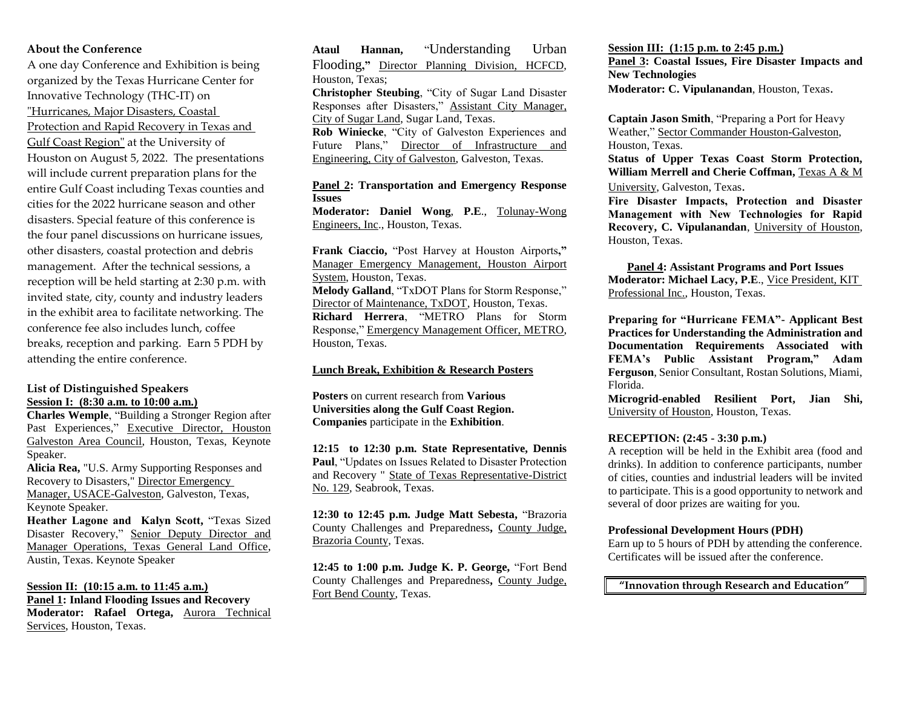## About the Conference

A one day Conference and Exhibition is being organized by the Texas Hurricane Center for Innovative Technology (THC-IT) on "Hurricanes, Major Disasters, Coastal Protection and Rapid Recovery in Texas and Gulf Coast Region" at the University of Houston on August 5, 2022. The presentations will include current preparation plans for the entire Gulf Coast including Texas counties and cities for the 2022 hurricane season and other disasters. Special feature of this conference is the four panel discussions on hurricane issues, other disasters, coastal protection and debris management. After the technical sessions, a reception will be held starting at 2:30 p.m. with invited state, city, county and industry leaders in the exhibit area to facilitate networking. The conference fee also includes lunch, coffee breaks, reception and parking. Earn 5 PDH by attending the entire conference.

## List of Distinguished Speakers

### Session I: (8:30 a.m. to 10:00 a.m.)

**Charles Wemple**, "Building a Stronger Region after Past Experiences," Executive Director, Houston Galveston Area Council, Houston, Texas, Keynote Speaker.

**Alicia Rea,** "U.S. Army Supporting Responses and Recovery to Disasters," Director Emergency Manager, USACE-Galveston, Galveston, Texas, Keynote Speaker.

**Heather Lagone and Kalyn Scott,** "Texas Sized Disaster Recovery," Senior Deputy Director and Manager Operations, Texas General Land Office, Austin, Texas. Keynote Speaker

### Session II: (10:15 a.m. to 11:45 a.m.)

**Panel 1: Inland Flooding Issues and Recovery**
**Moderator: Rafael Ortega,** Aurora Technical Services, Houston, Texas.

**Ataul Hannan,** "Understanding Urban Flooding," Director Planning Division, HCFCD, Houston, Texas;

**Christopher Steubing**, "City of Sugar Land Disaster Responses after Disasters," Assistant City Manager, City of Sugar Land, Sugar Land, Texas.

**Rob Winiecke**, "City of Galveston Experiences and Future Plans," Director of Infrastructure and Engineering, City of Galveston, Galveston, Texas.

**Panel 2: Transportation and Emergency Response Issues**
**Moderator: Daniel Wong**, **P.E**., Tolunay-Wong Engineers, Inc., Houston, Texas.

**Frank Ciaccio,** "Post Harvey at Houston Airports," Manager Emergency Management, Houston Airport System, Houston, Texas.

**Melody Galland**, "TxDOT Plans for Storm Response," Director of Maintenance, TxDOT, Houston, Texas.

**Richard Herrera**, "METRO Plans for Storm Response," Emergency Management Officer, METRO, Houston, Texas.

### Lunch Break, Exhibition & Research Posters

**Posters** on current research from **Various Universities along the Gulf Coast Region. Companies** participate in the **Exhibition**.

**12:15 to 12:30 p.m. State Representative, Dennis Paul**, "Updates on Issues Related to Disaster Protection and Recovery " State of Texas Representative-District No. 129, Seabrook, Texas.

**12:30 to 12:45 p.m. Judge Matt Sebesta,** "Brazoria County Challenges and Preparedness**,** County Judge, Brazoria County, Texas.

**12:45 to 1:00 p.m. Judge K. P. George,** "Fort Bend County Challenges and Preparedness**,** County Judge, Fort Bend County, Texas.

### Session III: (1:15 p.m. to 2:45 p.m.)

**Panel 3: Coastal Issues, Fire Disaster Impacts and New Technologies**
**Moderator: C. Vipulanandan**, Houston, Texas.

**Captain Jason Smith**, "Preparing a Port for Heavy Weather," Sector Commander Houston-Galveston, Houston, Texas.

**Status of Upper Texas Coast Storm Protection, William Merrell and Cherie Coffman,** Texas A & M University, Galveston, Texas.

**Fire Disaster Impacts, Protection and Disaster Management with New Technologies for Rapid Recovery, C. Vipulanandan**, University of Houston, Houston, Texas.

**Panel 4: Assistant Programs and Port Issues**
**Moderator: Michael Lacy, P.E**., Vice President, KIT Professional Inc., Houston, Texas.

**Preparing for "Hurricane FEMA"- Applicant Best Practices for Understanding the Administration and Documentation Requirements Associated with FEMA's Public Assistant Program," Adam Ferguson**, Senior Consultant, Rostan Solutions, Miami, Florida.

**Microgrid-enabled Resilient Port, Jian Shi,** University of Houston, Houston, Texas.

### RECEPTION: (2:45 - 3:30 p.m.)

A reception will be held in the Exhibit area (food and drinks). In addition to conference participants, number of cities, counties and industrial leaders will be invited to participate. This is a good opportunity to network and several of door prizes are waiting for you.

### Professional Development Hours (PDH)

Earn up to 5 hours of PDH by attending the conference. Certificates will be issued after the conference.

**"Innovation through Research and Education"**